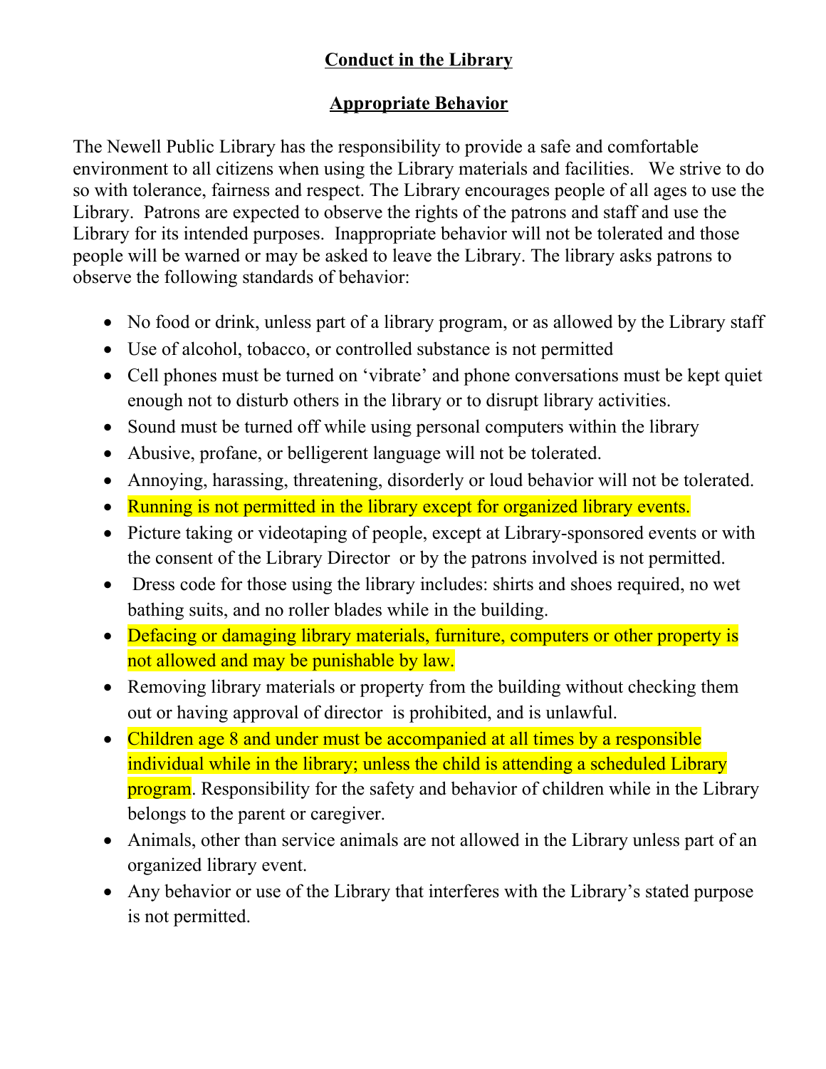# Conduct in the Library

## Appropriate Behavior

The Newell Public Library has the responsibility to provide a safe and comfortable environment to all citizens when using the Library materials and facilities. We strive to do so with tolerance, fairness and respect. The Library encourages people of all ages to use the Library. Patrons are expected to observe the rights of the patrons and staff and use the Library for its intended purposes. Inappropriate behavior will not be tolerated and those people will be warned or may be asked to leave the Library. The library asks patrons to observe the following standards of behavior:

- No food or drink, unless part of a library program, or as allowed by the Library staff
- Use of alcohol, tobacco, or controlled substance is not permitted
- Cell phones must be turned on 'vibrate' and phone conversations must be kept quiet enough not to disturb others in the library or to disrupt library activities.
- Sound must be turned off while using personal computers within the library
- Abusive, profane, or belligerent language will not be tolerated.
- Annoying, harassing, threatening, disorderly or loud behavior will not be tolerated.
- Running is not permitted in the library except for organized library events.
- Picture taking or videotaping of people, except at Library-sponsored events or with the consent of the Library Director or by the patrons involved is not permitted.
- Dress code for those using the library includes: shirts and shoes required, no wet bathing suits, and no roller blades while in the building.
- Defacing or damaging library materials, furniture, computers or other property is not allowed and may be punishable by law.
- Removing library materials or property from the building without checking them out or having approval of director is prohibited, and is unlawful.
- Children age 8 and under must be accompanied at all times by a responsible individual while in the library; unless the child is attending a scheduled Library program. Responsibility for the safety and behavior of children while in the Library belongs to the parent or caregiver.
- Animals, other than service animals are not allowed in the Library unless part of an organized library event.
- Any behavior or use of the Library that interferes with the Library's stated purpose is not permitted.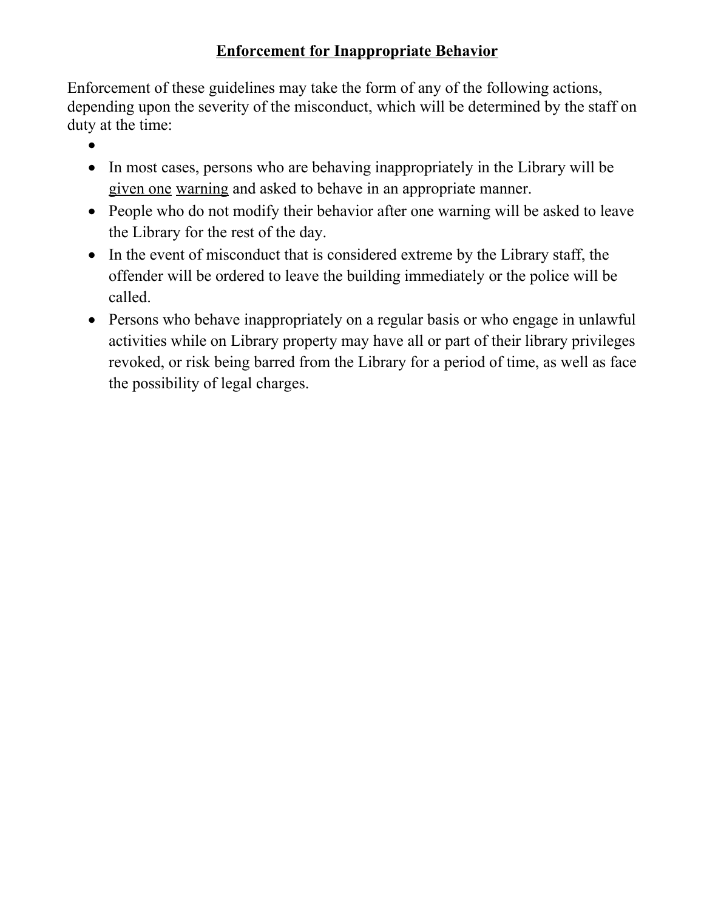## Enforcement for Inappropriate Behavior

Enforcement of these guidelines may take the form of any of the following actions, depending upon the severity of the misconduct, which will be determined by the staff on duty at the time:

- In most cases, persons who are behaving inappropriately in the Library will be given one warning and asked to behave in an appropriate manner.
- People who do not modify their behavior after one warning will be asked to leave the Library for the rest of the day.
- In the event of misconduct that is considered extreme by the Library staff, the offender will be ordered to leave the building immediately or the police will be called.
- Persons who behave inappropriately on a regular basis or who engage in unlawful activities while on Library property may have all or part of their library privileges revoked, or risk being barred from the Library for a period of time, as well as face the possibility of legal charges.